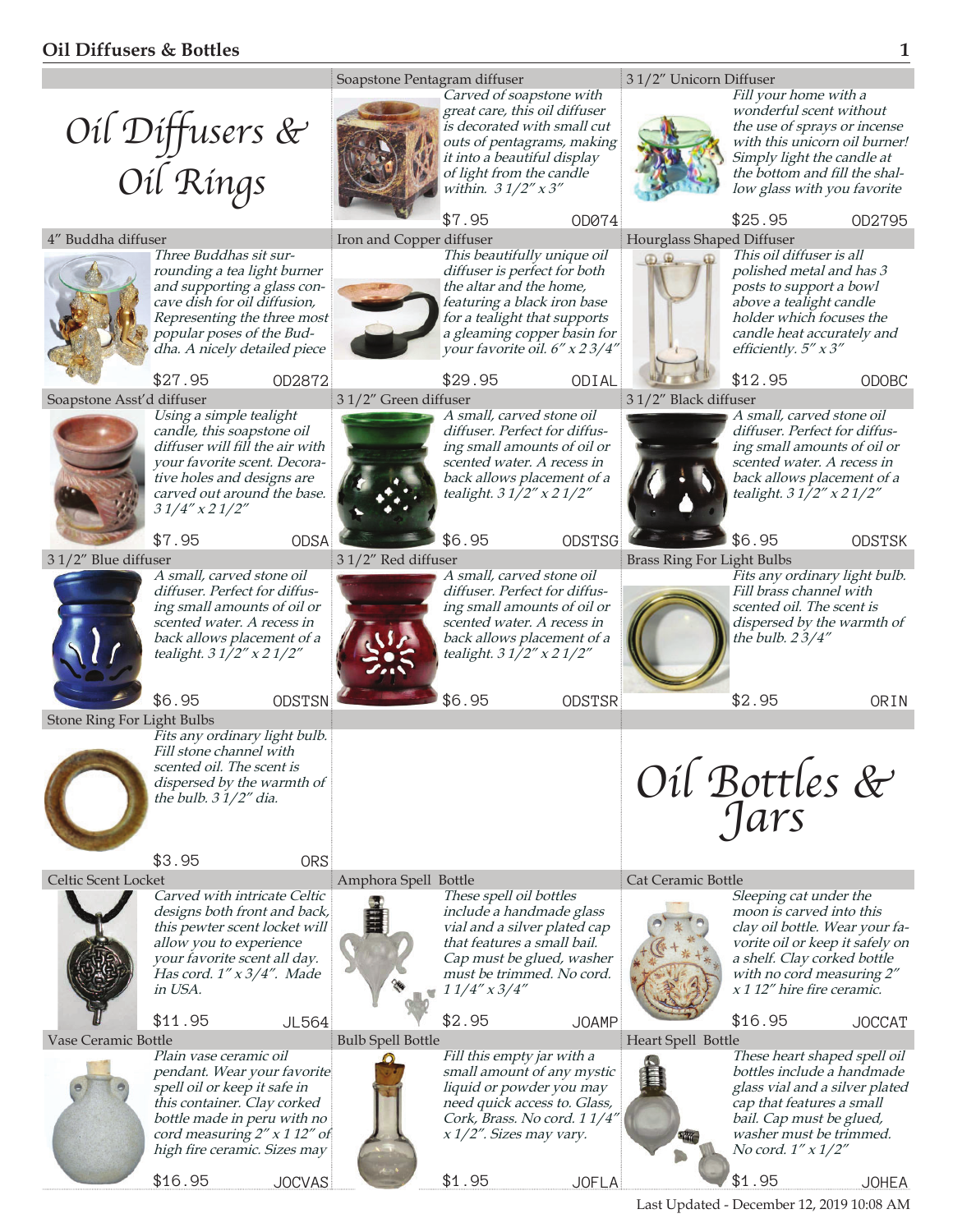# Oil Diffusers & Oil Rings

### Soapstone Pentagram diffuser

*Carved of soapstone with great care, this oil diffuser is decorated with small cut outs of pentagrams, making it into a beautiful display of light from the candle within. 3 1/2" x 3"*

$7.95 OD074

### 3 1/2" Unicorn Diffuser

*Fill your home with a wonderful scent without the use of sprays or incense with this unicorn oil burner! Simply light the candle at the bottom and fill the shallow glass with you favorite*

$25.95 OD2795

### 4" Buddha diffuser

*Three Buddhas sit surrounding a tea light burner and supporting a glass concave dish for oil diffusion, Representing the three most popular poses of the Buddha. A nicely detailed piece*

$27.95 OD2872

### Iron and Copper diffuser

*This beautifully unique oil diffuser is perfect for both the altar and the home, featuring a black iron base for a tealight that supports a gleaming copper basin for your favorite oil. 6" x 2 3/4"*

$29.95 ODIAL

### Hourglass Shaped Diffuser

*This oil diffuser is all polished metal and has 3 posts to support a bowl above a tealight candle holder which focuses the candle heat accurately and efficiently. 5" x 3"*

$12.95 ODOBC

### Soapstone Asst'd diffuser

*Using a simple tealight candle, this soapstone oil diffuser will fill the air with your favorite scent. Decorative holes and designs are carved out around the base. 3 1/4" x 2 1/2"*

$7.95 ODSA

### 3 1/2" Green diffuser

*A small, carved stone oil diffuser. Perfect for diffusing small amounts of oil or scented water. A recess in back allows placement of a tealight. 3 1/2" x 2 1/2"*

$6.95 ODSTSG

### 3 1/2" Black diffuser

*A small, carved stone oil diffuser. Perfect for diffusing small amounts of oil or scented water. A recess in back allows placement of a tealight. 3 1/2" x 2 1/2"*

$6.95 ODSTSK

### 3 1/2" Blue diffuser

*A small, carved stone oil diffuser. Perfect for diffusing small amounts of oil or scented water. A recess in back allows placement of a tealight. 3 1/2" x 2 1/2"*

$6.95 ODSTSN

### 3 1/2" Red diffuser

*A small, carved stone oil diffuser. Perfect for diffusing small amounts of oil or scented water. A recess in back allows placement of a tealight. 3 1/2" x 2 1/2"*

$6.95 ODSTSR

### Brass Ring For Light Bulbs

*Fits any ordinary light bulb. Fill brass channel with scented oil. The scent is dispersed by the warmth of the bulb. 2 3/4"*

$2.95 ORIN

### Stone Ring For Light Bulbs

*Fits any ordinary light bulb. Fill stone channel with scented oil. The scent is dispersed by the warmth of the bulb. 3 1/2" dia.*

$3.95 ORS

# Oil Bottles & Jars

### Celtic Scent Locket

*Carved with intricate Celtic designs both front and back, this pewter scent locket will allow you to experience your favorite scent all day. Has cord. 1" x 3/4". Made in USA.*

$11.95 JL564

### Amphora Spell Bottle

*These spell oil bottles include a handmade glass vial and a silver plated cap that features a small bail. Cap must be glued, washer must be trimmed. No cord. 1 1/4" x 3/4"*

$2.95 JOAMP

### Cat Ceramic Bottle

*Sleeping cat under the moon is carved into this clay oil bottle. Wear your favorite oil or keep it safely on a shelf. Clay corked bottle with no cord measuring 2" x 1 12" hire fire ceramic.*

$16.95 JOCCAT

### Vase Ceramic Bottle

*Plain vase ceramic oil pendant. Wear your favorite spell oil or keep it safe in this container. Clay corked bottle made in peru with no cord measuring 2" x 1 12" of high fire ceramic. Sizes may*

$16.95 JOCVAS

### Bulb Spell Bottle

*Fill this empty jar with a small amount of any mystic liquid or powder you may need quick access to. Glass, Cork, Brass. No cord. 1 1/4" x 1/2". Sizes may vary.*

$1.95 JOFLA

### Heart Spell Bottle

*These heart shaped spell oil bottles include a handmade glass vial and a silver plated cap that features a small bail. Cap must be glued, washer must be trimmed. No cord. 1" x 1/2"*

$1.95 JOHEA

Last Updated - December 12, 2019 10:08 AM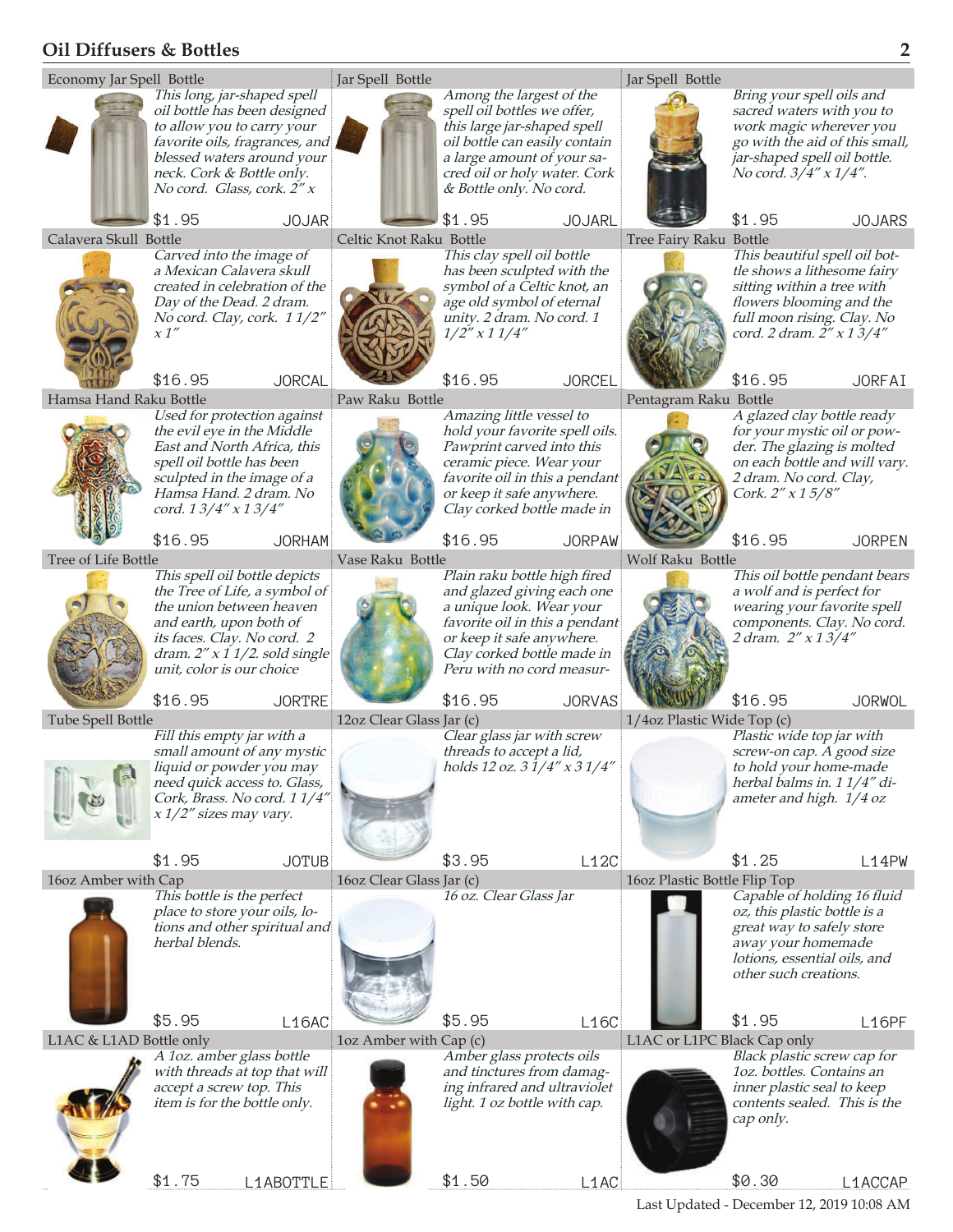## Oil Diffusers & Bottles

### Economy Jar Spell Bottle

*This long, jar-shaped spell oil bottle has been designed to allow you to carry your favorite oils, fragrances, and blessed waters around your neck. Cork & Bottle only. No cord. Glass, cork. 2" x*

$1.95 JOJAR

### Jar Spell Bottle

*Among the largest of the spell oil bottles we offer, this large jar-shaped spell oil bottle can easily contain a large amount of your sacred oil or holy water. Cork & Bottle only. No cord.*

$1.95 JOJARL

### Jar Spell Bottle

*Bring your spell oils and sacred waters with you to work magic wherever you go with the aid of this small, jar-shaped spell oil bottle. No cord. 3/4" x 1/4".*

$1.95 JOJARS

### Calavera Skull Bottle

*Carved into the image of a Mexican Calavera skull created in celebration of the Day of the Dead. 2 dram. No cord. Clay, cork. 1 1/2" x 1"*

$16.95 JORCAL

### Celtic Knot Raku Bottle

*This clay spell oil bottle has been sculpted with the symbol of a Celtic knot, an age old symbol of eternal unity. 2 dram. No cord. 1 1/2" x 1 1/4"*

$16.95 JORCEL

### Tree Fairy Raku Bottle

*This beautiful spell oil bottle shows a lithesome fairy sitting within a tree with flowers blooming and the full moon rising. Clay. No cord. 2 dram. 2" x 1 3/4"*

$16.95 JORFAI

### Hamsa Hand Raku Bottle

*Used for protection against the evil eye in the Middle East and North Africa, this spell oil bottle has been sculpted in the image of a Hamsa Hand. 2 dram. No cord. 1 3/4" x 1 3/4"*

$16.95 JORHAM

### Paw Raku Bottle

*Amazing little vessel to hold your favorite spell oils. Pawprint carved into this ceramic piece. Wear your favorite oil in this a pendant or keep it safe anywhere. Clay corked bottle made in*

$16.95 JORPAW

### Pentagram Raku Bottle

*A glazed clay bottle ready for your mystic oil or powder. The glazing is molted on each bottle and will vary. 2 dram. No cord. Clay, Cork. 2" x 1 5/8"*

$16.95 JORPEN

### Tree of Life Bottle

*This spell oil bottle depicts the Tree of Life, a symbol of the union between heaven and earth, upon both of its faces. Clay. No cord. 2 dram. 2" x 1 1/2. sold single unit, color is our choice*

$16.95 JORTRE

### Vase Raku Bottle

*Plain raku bottle high fired and glazed giving each one a unique look. Wear your favorite oil in this a pendant or keep it safe anywhere. Clay corked bottle made in Peru with no cord measur-*

$16.95 JORVAS

### Wolf Raku Bottle

*This oil bottle pendant bears a wolf and is perfect for wearing your favorite spell components. Clay. No cord. 2 dram. 2" x 1 3/4"*

$16.95 JORWOL

### Tube Spell Bottle

*Fill this empty jar with a small amount of any mystic liquid or powder you may need quick access to. Glass, Cork, Brass. No cord. 1 1/4" x 1/2" sizes may vary.*

$1.95 JOTUB

### 12oz Clear Glass Jar (c)

*Clear glass jar with screw threads to accept a lid, holds 12 oz. 3 1/4" x 3 1/4"*

$3.95 L12C

### 1/4oz Plastic Wide Top (c)

*Plastic wide top jar with screw-on cap. A good size to hold your home-made herbal balms in. 1 1/4" diameter and high. 1/4 oz*

$1.25 L14PW

### 16oz Amber with Cap

*This bottle is the perfect place to store your oils, lotions and other spiritual and herbal blends.*

$5.95 L16AC

### 16oz Clear Glass Jar (c)

*16 oz. Clear Glass Jar*

$5.95 L16C

### 16oz Plastic Bottle Flip Top

*Capable of holding 16 fluid oz, this plastic bottle is a great way to safely store away your homemade lotions, essential oils, and other such creations.*

$1.95 L16PF

### L1AC & L1AD Bottle only

*A 1oz. amber glass bottle with threads at top that will accept a screw top. This item is for the bottle only.*

$1.75 L1ABOTTLE

### 1oz Amber with Cap (c)

*Amber glass protects oils and tinctures from damaging infrared and ultraviolet light. 1 oz bottle with cap.*

$1.50 L1AC

### L1AC or L1PC Black Cap only

*Black plastic screw cap for 1oz. bottles. Contains an inner plastic seal to keep contents sealed. This is the cap only.*

$0.30 L1ACCAP

Last Updated - December 12, 2019 10:08 AM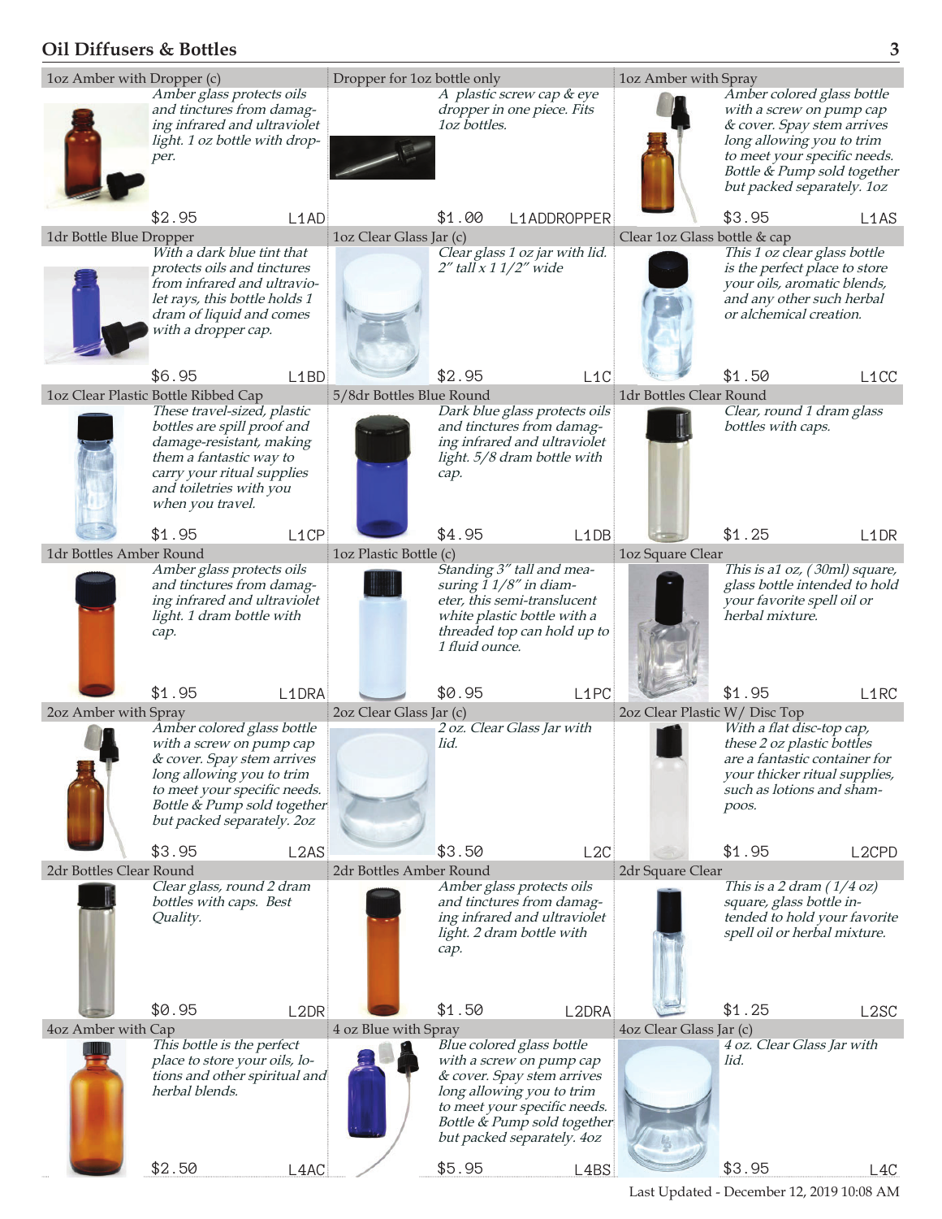## Oil Diffusers & Bottles

### 1oz Amber with Dropper (c)

*Amber glass protects oils and tinctures from damaging infrared and ultraviolet light. 1 oz bottle with dropper.*

$2.95 — L1AD

### Dropper for 1oz bottle only

*A plastic screw cap & eye dropper in one piece. Fits 1oz bottles.*

$1.00 — L1ADDROPPER

### 1oz Amber with Spray

*Amber colored glass bottle with a screw on pump cap & cover. Spay stem arrives long allowing you to trim to meet your specific needs. Bottle & Pump sold together but packed separately. 1oz*

$3.95 — L1AS

### 1dr Bottle Blue Dropper

*With a dark blue tint that protects oils and tinctures from infrared and ultraviolet rays, this bottle holds 1 dram of liquid and comes with a dropper cap.*

$6.95 — L1BD

### 1oz Clear Glass Jar (c)

*Clear glass 1 oz jar with lid. 2" tall x 1 1/2" wide*

$2.95 — L1C

### Clear 1oz Glass bottle & cap

*This 1 oz clear glass bottle is the perfect place to store your oils, aromatic blends, and any other such herbal or alchemical creation.*

$1.50 — L1CC

### 1oz Clear Plastic Bottle Ribbed Cap

*These travel-sized, plastic bottles are spill proof and damage-resistant, making them a fantastic way to carry your ritual supplies and toiletries with you when you travel.*

$1.95 — L1CP

### 5/8dr Bottles Blue Round

*Dark blue glass protects oils and tinctures from damaging infrared and ultraviolet light. 5/8 dram bottle with cap.*

$4.95 — L1DB

### 1dr Bottles Clear Round

*Clear, round 1 dram glass bottles with caps.*

$1.25 — L1DR

### 1dr Bottles Amber Round

*Amber glass protects oils and tinctures from damaging infrared and ultraviolet light. 1 dram bottle with cap.*

$1.95 — L1DRA

### 1oz Plastic Bottle (c)

*Standing 3" tall and measuring 1 1/8" in diameter, this semi-translucent white plastic bottle with a threaded top can hold up to 1 fluid ounce.*

$0.95 — L1PC

### 1oz Square Clear

*This is a1 oz, (30ml) square, glass bottle intended to hold your favorite spell oil or herbal mixture.*

$1.95 — L1RC

### 2oz Amber with Spray

*Amber colored glass bottle with a screw on pump cap & cover. Spay stem arrives long allowing you to trim to meet your specific needs. Bottle & Pump sold together but packed separately. 2oz*

$3.95 — L2AS

### 2oz Clear Glass Jar (c)

*2 oz. Clear Glass Jar with lid.*

$3.50 — L2C

### 2oz Clear Plastic W/ Disc Top

*With a flat disc-top cap, these 2 oz plastic bottles are a fantastic container for your thicker ritual supplies, such as lotions and shampoos.*

$1.95 — L2CPD

### 2dr Bottles Clear Round

*Clear glass, round 2 dram bottles with caps. Best Quality.*

$0.95 — L2DR

### 2dr Bottles Amber Round

*Amber glass protects oils and tinctures from damaging infrared and ultraviolet light. 2 dram bottle with cap.*

$1.50 — L2DRA

### 2dr Square Clear

*This is a 2 dram (1/4 oz) square, glass bottle intended to hold your favorite spell oil or herbal mixture.*

$1.25 — L2SC

### 4oz Amber with Cap

*This bottle is the perfect place to store your oils, lotions and other spiritual and herbal blends.*

$2.50 — L4AC

### 4 oz Blue with Spray

*Blue colored glass bottle with a screw on pump cap & cover. Spay stem arrives long allowing you to trim to meet your specific needs. Bottle & Pump sold together but packed separately. 4oz*

$5.95 — L4BS

### 4oz Clear Glass Jar (c)

*4 oz. Clear Glass Jar with lid.*

$3.95 — L4C

Last Updated - December 12, 2019 10:08 AM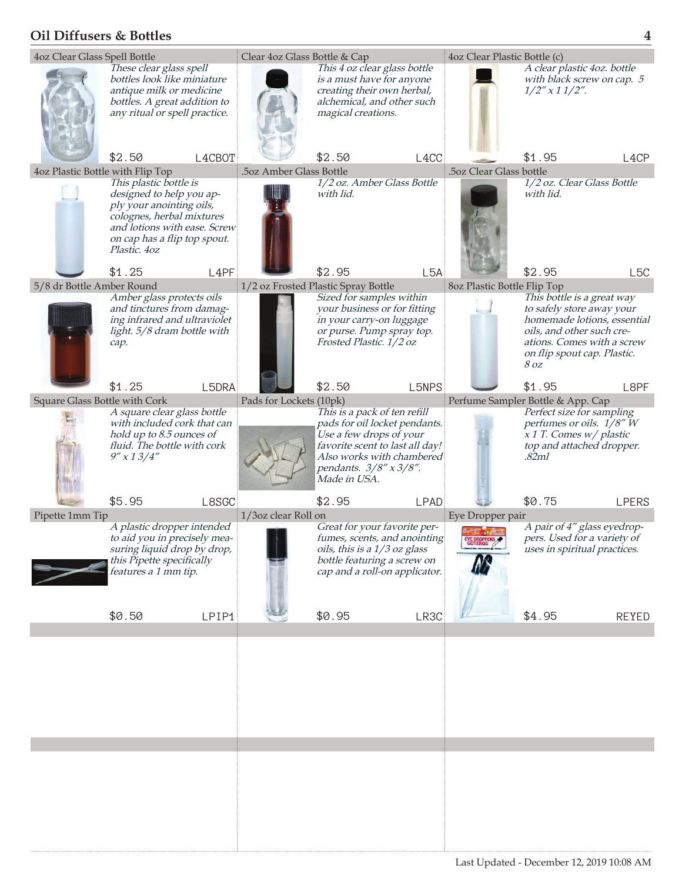## Oil Diffusers & Bottles

### 4oz Clear Glass Spell Bottle
*These clear glass spell bottles look like miniature antique milk or medicine bottles. A great addition to any ritual or spell practice.*

$2.50 — L4CBOT

### Clear 4oz Glass Bottle & Cap
*This 4 oz clear glass bottle is a must have for anyone creating their own herbal, alchemical, and other such magical creations.*

$2.50 — L4CC

### 4oz Clear Plastic Bottle (c)
*A clear plastic 4oz. bottle with black screw on cap. 5 1/2" x 1 1/2".*

$1.95 — L4CP

### 4oz Plastic Bottle with Flip Top
*This plastic bottle is designed to help you apply your anointing oils, colognes, herbal mixtures and lotions with ease. Screw on cap has a flip top spout. Plastic. 4oz*

$1.25 — L4PF

### .5oz Amber Glass Bottle
*1/2 oz. Amber Glass Bottle with lid.*

$2.95 — L5A

### .5oz Clear Glass bottle
*1/2 oz. Clear Glass Bottle with lid.*

$2.95 — L5C

### 5/8 dr Bottle Amber Round
*Amber glass protects oils and tinctures from damaging infrared and ultraviolet light. 5/8 dram bottle with cap.*

$1.25 — L5DRA

### 1/2 oz Frosted Plastic Spray Bottle
*Sized for samples within your business or for fitting in your carry-on luggage or purse. Pump spray top. Frosted Plastic. 1/2 oz*

$2.50 — L5NPS

### 8oz Plastic Bottle Flip Top
*This bottle is a great way to safely store away your homemade lotions, essential oils, and other such creations. Comes with a screw on flip spout cap. Plastic. 8 oz*

$1.95 — L8PF

### Square Glass Bottle with Cork
*A square clear glass bottle with included cork that can hold up to 8.5 ounces of fluid. The bottle with cork 9" x 1 3/4"*

$5.95 — L8SGC

### Pads for Lockets (10pk)
*This is a pack of ten refill pads for oil locket pendants. Use a few drops of your favorite scent to last all day! Also works with chambered pendants. 3/8" x 3/8". Made in USA.*

$2.95 — LPAD

### Perfume Sampler Bottle & App. Cap
*Perfect size for sampling perfumes or oils. 1/8" W x 1 T. Comes w/ plastic top and attached dropper. .82ml*

$0.75 — LPERS

### Pipette 1mm Tip
*A plastic dropper intended to aid you in precisely measuring liquid drop by drop, this Pipette specifically features a 1 mm tip.*

$0.50 — LPIP1

### 1/3oz clear Roll on
*Great for your favorite perfumes, scents, and anointing oils, this is a 1/3 oz glass bottle featuring a screw on cap and a roll-on applicator.*

$0.95 — LR3C

### Eye Dropper pair
*A pair of 4" glass eyedroppers. Used for a variety of uses in spiritual practices.*

$4.95 — REYED

Last Updated - December 12, 2019 10:08 AM